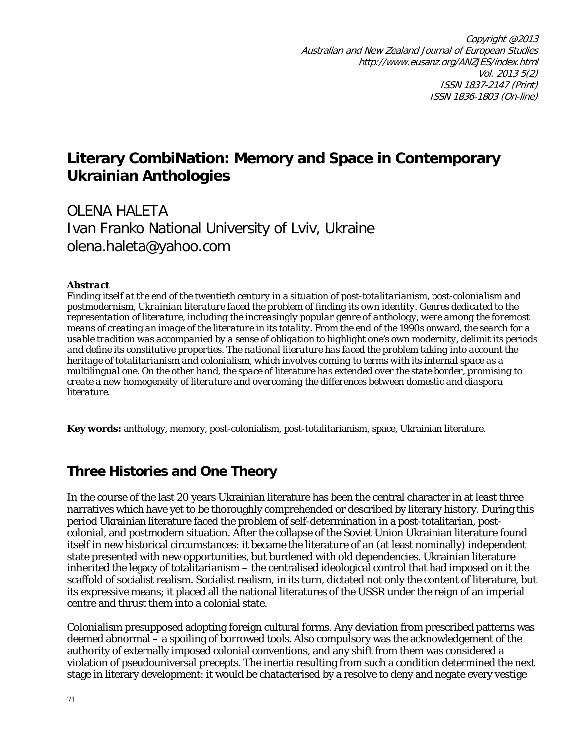# Literary CombiNation: Memory and Space in Contemporary Ukrainian Anthologies

OLENA HALETA
Ivan Franko National University of Lviv, Ukraine
olena.haleta@yahoo.com

***Abstract***

*Finding itself at the end of the twentieth century in a situation of post-totalitarianism, post-colonialism and postmodernism, Ukrainian literature faced the problem of finding its own identity. Genres dedicated to the representation of literature, including the increasingly popular genre of anthology, were among the foremost means of creating an image of the literature in its totality. From the end of the 1990s onward, the search for a usable tradition was accompanied by a sense of obligation to highlight one's own modernity, delimit its periods and define its constitutive properties. The national literature has faced the problem taking into account the heritage of totalitarianism and colonialism, which involves coming to terms with its internal space as a multilingual one. On the other hand, the space of literature has extended over the state border, promising to create a new homogeneity of literature and overcoming the differences between domestic and diaspora literature.*

**Key words:** anthology, memory, post-colonialism, post-totalitarianism, space, Ukrainian literature.

## Three Histories and One Theory

In the course of the last 20 years Ukrainian literature has been the central character in at least three narratives which have yet to be thoroughly comprehended or described by literary history. During this period Ukrainian literature faced the problem of self-determination in a post-totalitarian, post-colonial, and postmodern situation. After the collapse of the Soviet Union Ukrainian literature found itself in new historical circumstances: it became the literature of an (at least nominally) independent state presented with new opportunities, but burdened with old dependencies. Ukrainian literature inherited the legacy of totalitarianism – the centralised ideological control that had imposed on it the scaffold of socialist realism. Socialist realism, in its turn, dictated not only the content of literature, but its expressive means; it placed all the national literatures of the USSR under the reign of an imperial centre and thrust them into a colonial state.

Colonialism presupposed adopting foreign cultural forms. Any deviation from prescribed patterns was deemed abnormal – a spoiling of borrowed tools. Also compulsory was the acknowledgement of the authority of externally imposed colonial conventions, and any shift from them was considered a violation of pseudouniversal precepts. The inertia resulting from such a condition determined the next stage in literary development: it would be chatacterised by a resolve to deny and negate every vestige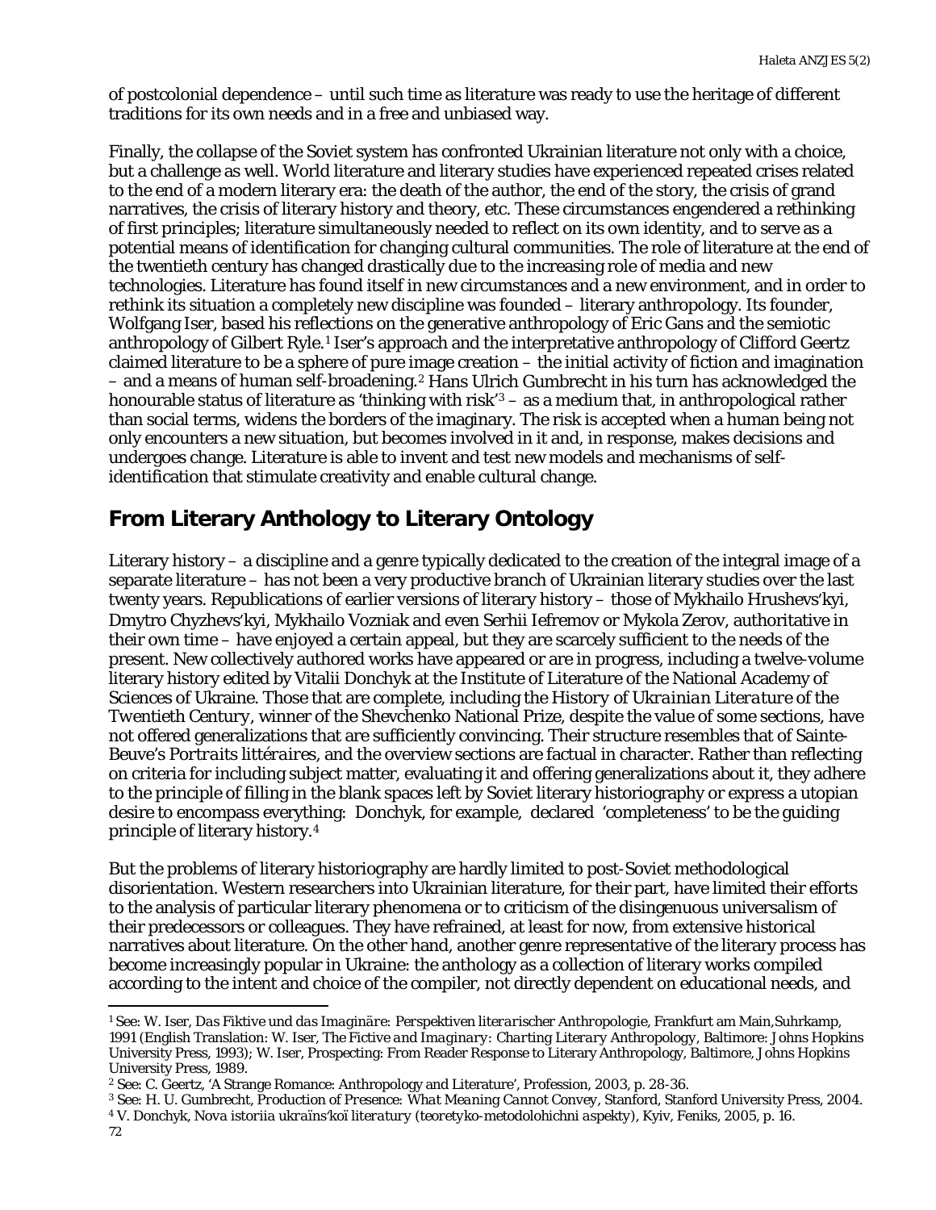of postcolonial dependence – until such time as literature was ready to use the heritage of different traditions for its own needs and in a free and unbiased way.

Finally, the collapse of the Soviet system has confronted Ukrainian literature not only with a choice, but a challenge as well. World literature and literary studies have experienced repeated crises related to the end of a modern literary era: the death of the author, the end of the story, the crisis of grand narratives, the crisis of literary history and theory, etc. These circumstances engendered a rethinking of first principles; literature simultaneously needed to reflect on its own identity, and to serve as a potential means of identification for changing cultural communities. The role of literature at the end of the twentieth century has changed drastically due to the increasing role of media and new technologies. Literature has found itself in new circumstances and a new environment, and in order to rethink its situation a completely new discipline was founded – literary anthropology. Its founder, Wolfgang Iser, based his reflections on the generative anthropology of Eric Gans and the semiotic anthropology of Gilbert Ryle.[1] Iser's approach and the interpretative anthropology of Clifford Geertz claimed literature to be a sphere of pure image creation – the initial activity of fiction and imagination – and a means of human self-broadening.[2] Hans Ulrich Gumbrecht in his turn has acknowledged the honourable status of literature as 'thinking with risk'[3] – as a medium that, in anthropological rather than social terms, widens the borders of the imaginary. The risk is accepted when a human being not only encounters a new situation, but becomes involved in it and, in response, makes decisions and undergoes change. Literature is able to invent and test new models and mechanisms of self-identification that stimulate creativity and enable cultural change.

## From Literary Anthology to Literary Ontology

Literary history – a discipline and a genre typically dedicated to the creation of the integral image of a separate literature – has not been a very productive branch of Ukrainian literary studies over the last twenty years. Republications of earlier versions of literary history – those of Mykhailo Hrushevs'kyi, Dmytro Chyzhevs'kyi, Mykhailo Vozniak and even Serhii Iefremov or Mykola Zerov, authoritative in their own time – have enjoyed a certain appeal, but they are scarcely sufficient to the needs of the present. New collectively authored works have appeared or are in progress, including a twelve-volume literary history edited by Vitalii Donchyk at the Institute of Literature of the National Academy of Sciences of Ukraine. Those that are complete, including the *History of Ukrainian Literature of the Twentieth Century*, winner of the Shevchenko National Prize, despite the value of some sections, have not offered generalizations that are sufficiently convincing. Their structure resembles that of Sainte-Beuve's *Portraits littéraires*, and the overview sections are factual in character. Rather than reflecting on criteria for including subject matter, evaluating it and offering generalizations about it, they adhere to the principle of filling in the blank spaces left by Soviet literary historiography or express a utopian desire to encompass everything: Donchyk, for example, declared 'completeness' to be the guiding principle of literary history.[4]

But the problems of literary historiography are hardly limited to post-Soviet methodological disorientation. Western researchers into Ukrainian literature, for their part, have limited their efforts to the analysis of particular literary phenomena or to criticism of the disingenuous universalism of their predecessors or colleagues. They have refrained, at least for now, from extensive historical narratives about literature. On the other hand, another genre representative of the literary process has become increasingly popular in Ukraine: the anthology as a collection of literary works compiled according to the intent and choice of the compiler, not directly dependent on educational needs, and

---

[1] See: W. Iser, *Das Fiktive und das Imaginäre: Perspektiven literarischer Anthropologie*, Frankfurt am Main,Suhrkamp, 1991 (English Translation: W. Iser, *The Fictive and Imaginary: Charting Literary Anthropology*, Baltimore: Johns Hopkins University Press, 1993); W. Iser, Prospecting: From Reader Response to Literary Anthropology, Baltimore, Johns Hopkins University Press, 1989.

[2] See: C. Geertz, 'A Strange Romance: Anthropology and Literature', *Profession*, 2003, p. 28-36.

[3] See: H. U. Gumbrecht, *Production of Presence: What Meaning Cannot Convey*, Stanford, Stanford University Press, 2004.

[4] V. Donchyk, *Nova istoriia ukraïns'koï literatury (teoretyko-metodolohichni aspekty)*, Kyiv, Feniks, 2005, p. 16.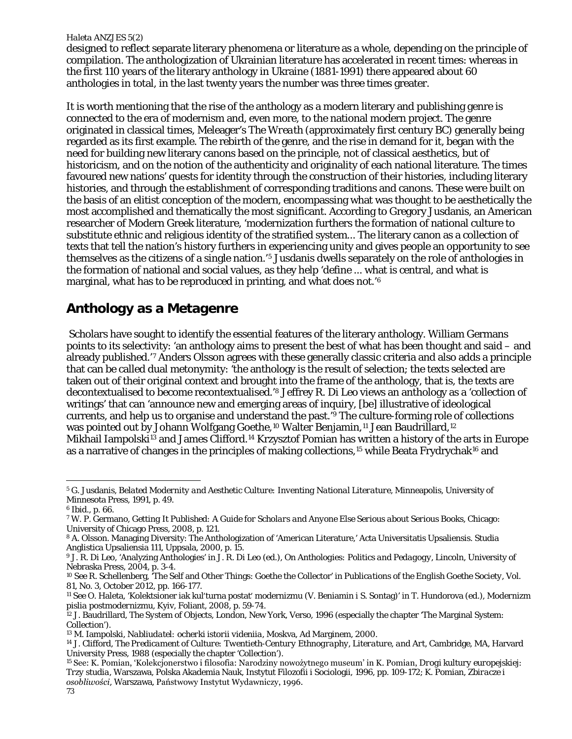designed to reflect separate literary phenomena or literature as a whole, depending on the principle of compilation. The anthologization of Ukrainian literature has accelerated in recent times: whereas in the first 110 years of the literary anthology in Ukraine (1881-1991) there appeared about 60 anthologies in total, in the last twenty years the number was three times greater.

It is worth mentioning that the rise of the anthology as a modern literary and publishing genre is connected to the era of modernism and, even more, to the national modern project. The genre originated in classical times, Meleager's *The Wreath* (approximately first century BC) generally being regarded as its first example. The rebirth of the genre, and the rise in demand for it, began with the need for building new literary canons based on the principle, not of classical aesthetics, but of historicism, and on the notion of the authenticity and originality of each national literature. The times favoured new nations' quests for identity through the construction of their histories, including literary histories, and through the establishment of corresponding traditions and canons. These were built on the basis of an elitist conception of the modern, encompassing what was thought to be aesthetically the most accomplished and thematically the most significant. According to Gregory Jusdanis, an American researcher of Modern Greek literature, 'modernization furthers the formation of national culture to substitute ethnic and religious identity of the stratified system... The literary canon as a collection of texts that tell the nation's history furthers in experiencing unity and gives people an opportunity to see themselves as the citizens of a single nation.'[5] Jusdanis dwells separately on the role of anthologies in the formation of national and social values, as they help 'define ... what is central, and what is marginal, what has to be reproduced in printing, and what does not.'[6]

## Anthology as a Metagenre

Scholars have sought to identify the essential features of the literary anthology. William Germans points to its selectivity: 'an anthology aims to present the best of what has been thought and said – and already published.'[7] Anders Olsson agrees with these generally classic criteria and also adds a principle that can be called dual metonymity: 'the anthology is the result of selection; the texts selected are taken out of their original context and brought into the frame of the anthology, that is, the texts are decontextualised to become recontextualised.'[8] Jeffrey R. Di Leo views an anthology as a 'collection of writings' that can 'announce new and emerging areas of inquiry, [be] illustrative of ideological currents, and help us to organise and understand the past.'[9] The culture-forming role of collections was pointed out by Johann Wolfgang Goethe,[10] Walter Benjamin,[11] Jean Baudrillard,[12] Mikhail Iampolski[13] and James Clifford.[14] Krzysztof Pomian has written a history of the arts in Europe as a narrative of changes in the principles of making collections,[15] while Beata Frydrychak[16] and

---

[5] G. Jusdanis, *Belated Modernity and Aesthetic Culture: Inventing National Literature*, Minneapolis, University of Minnesota Press, 1991, p. 49.

[6] Ibid., p. 66.

[7] W. P. Germano, *Getting It Published: A Guide for Scholars and Anyone Else Serious about Serious Books*, Chicago: University of Chicago Press, 2008, p. 121.

[8] A. Olsson. Managing Diversity: The Anthologization of 'American Literature,' Acta Universitatis Upsaliensis. Studia Anglistica Upsaliensia 111, Uppsala, 2000, p. 15.

[9] J. R. Di Leo, 'Analyzing Anthologies' in J. R. Di Leo (ed.), *On Anthologies: Politics and Pedagogy*, Lincoln, University of Nebraska Press, 2004, p. 3-4.

[10] See R. Schellenberg, 'The Self and Other Things: Goethe the Collector' in *Publications of the English Goethe Society*, Vol. 81, No. 3, October 2012, pp. 166-177.

[11] See O. Haleta, 'Kolektsioner iak kul'turna postat' modernizmu (V. Beniamin i S. Sontag)' in T. Hundorova (ed.), Modernizm pislia postmodernizmu, Kyiv, Foliant, 2008, p. 59-74.

[12] J. Baudrillard, The System of Objects, London, New York, Verso, 1996 (especially the chapter 'The Marginal System: Collection').

[13] M. Iampolski, *Nabliudatel: ocherki istorii videniia*, Moskva, Ad Marginem, 2000.

[14] J. Clifford, *The Predicament of Culture: Twentieth-Century Ethnography, Literature, and Art*, Cambridge, MA, Harvard University Press, 1988 (especially the chapter 'Collection').

[15] See: K. Pomian, 'Kolekcjonerstwo i filosofia: Narodziny nowożytnego museum' in K. Pomian, *Drogi kultury europejskiej: Trzy studia*, Warszawa, Polska Akademia Nauk, Instytut Filozofii i Sociologii, 1996, pp. 109-172; K. Pomian, *Zbiracze i osobliwości*, Warszawa, Państwowy Instytut Wydawniczy, 1996.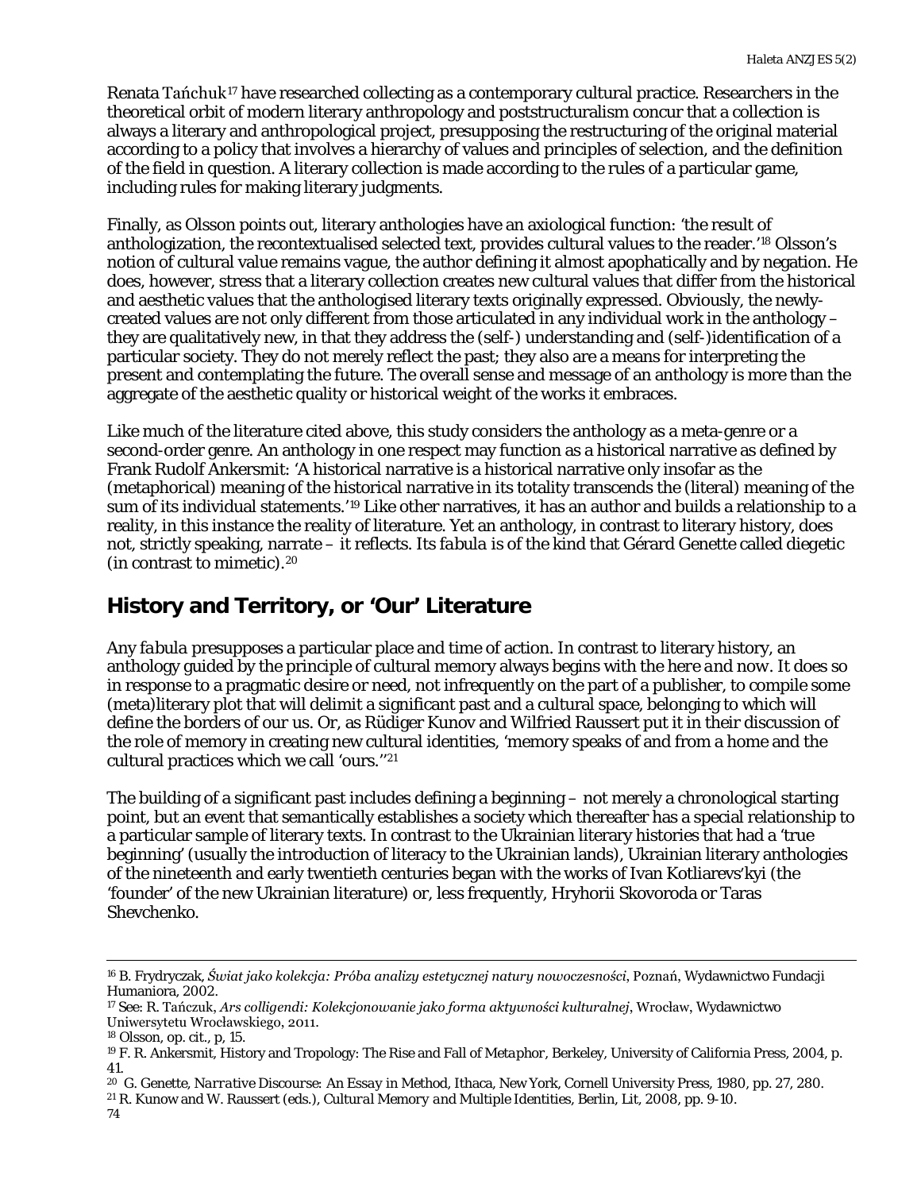Renata Tańchuk[17] have researched collecting as a contemporary cultural practice. Researchers in the theoretical orbit of modern literary anthropology and poststructuralism concur that a collection is always a literary and anthropological project, presupposing the restructuring of the original material according to a policy that involves a hierarchy of values and principles of selection, and the definition of the field in question. A literary collection is made according to the rules of a particular game, including rules for making literary judgments.

Finally, as Olsson points out, literary anthologies have an axiological function: 'the result of anthologization, the recontextualised selected text, provides cultural values to the reader.'[18] Olsson's notion of cultural value remains vague, the author defining it almost apophatically and by negation. He does, however, stress that a literary collection creates new cultural values that differ from the historical and aesthetic values that the anthologised literary texts originally expressed. Obviously, the newly-created values are not only different from those articulated in any individual work in the anthology – they are qualitatively new, in that they address the (self-) understanding and (self-)identification of a particular society. They do not merely reflect the past; they also are a means for interpreting the present and contemplating the future. The overall sense and message of an anthology is more than the aggregate of the aesthetic quality or historical weight of the works it embraces.

Like much of the literature cited above, this study considers the anthology as a meta-genre or a second-order genre. An anthology in one respect may function as a historical narrative as defined by Frank Rudolf Ankersmit: 'A historical narrative is a historical narrative only insofar as the (metaphorical) meaning of the historical narrative in its totality transcends the (literal) meaning of the sum of its individual statements.'[19] Like other narratives, it has an author and builds a relationship to a reality, in this instance the reality of literature. Yet an anthology, in contrast to literary history, does not, strictly speaking, narrate – it reflects. Its *fabula* is of the kind that Gérard Genette called diegetic (in contrast to mimetic).[20]

## History and Territory, or 'Our' Literature

Any *fabula* presupposes a particular place and time of action. In contrast to literary history, an anthology guided by the principle of cultural memory always begins with the *here and now*. It does so in response to a pragmatic desire or need, not infrequently on the part of a publisher, to compile some (meta)literary plot that will delimit a significant past and a cultural space, belonging to which will define the borders of our us. Or, as Rüdiger Kunov and Wilfried Raussert put it in their discussion of the role of memory in creating new cultural identities, 'memory speaks of and from a home and the cultural practices which we call 'ours.''[21]

The building of a significant past includes defining a beginning – not merely a chronological starting point, but an event that semantically establishes a society which thereafter has a special relationship to a particular sample of literary texts. In contrast to the Ukrainian literary histories that had a 'true beginning' (usually the introduction of literacy to the Ukrainian lands), Ukrainian literary anthologies of the nineteenth and early twentieth centuries began with the works of Ivan Kotliarevs'kyi (the 'founder' of the new Ukrainian literature) or, less frequently, Hryhorii Skovoroda or Taras Shevchenko.

---

[16] B. Frydryczak, *Świat jako kolekcja: Próba analizy estetycznej natury nowoczesności*, Poznań, Wydawnictwo Fundacji Humaniora, 2002.

[17] See: R. Tańczuk, *Ars colligendi: Kolekcjonowanie jako forma aktywności kulturalnej*, Wrocław, Wydawnictwo Uniwersytetu Wrocławskiego, 2011.

[18] Olsson, op. cit., p, 15.

[19] F. R. Ankersmit, History and Tropology: The Rise and Fall of Metaphor, Berkeley, University of California Press, 2004, p. 41.

[20] G. Genette, *Narrative Discourse: An Essay in Method*, Ithaca, New York, Cornell University Press, 1980, pp. 27, 280.

[21] R. Kunow and W. Raussert (eds.), *Cultural Memory and Multiple Identities*, Berlin, Lit, 2008, pp. 9-10.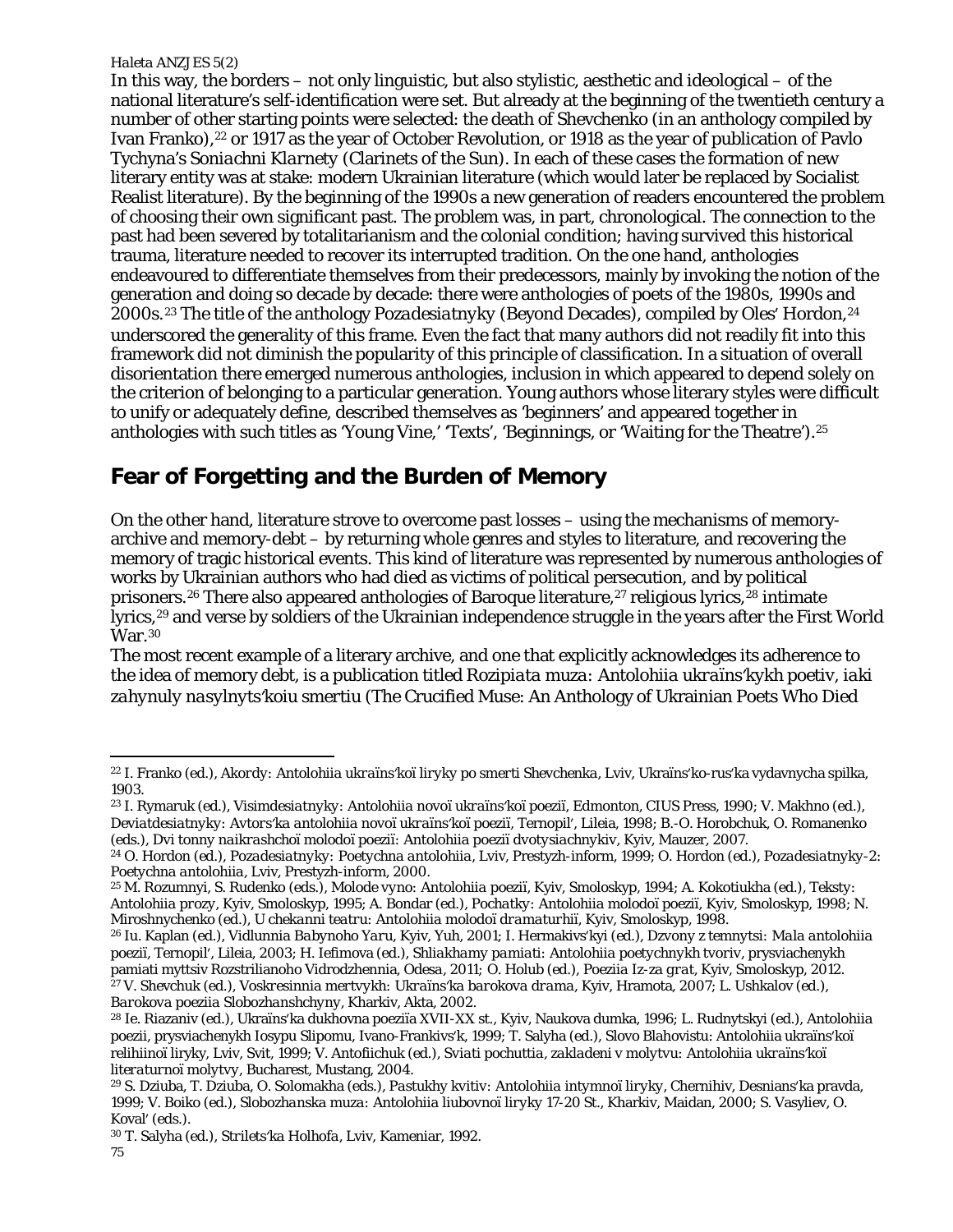In this way, the borders – not only linguistic, but also stylistic, aesthetic and ideological – of the national literature's self-identification were set. But already at the beginning of the twentieth century a number of other starting points were selected: the death of Shevchenko (in an anthology compiled by Ivan Franko),[22] or 1917 as the year of October Revolution, or 1918 as the year of publication of Pavlo Tychyna's *Soniachni Klarnety* (Clarinets of the Sun). In each of these cases the formation of new literary entity was at stake: modern Ukrainian literature (which would later be replaced by Socialist Realist literature). By the beginning of the 1990s a new generation of readers encountered the problem of choosing their own significant past. The problem was, in part, chronological. The connection to the past had been severed by totalitarianism and the colonial condition; having survived this historical trauma, literature needed to recover its interrupted tradition. On the one hand, anthologies endeavoured to differentiate themselves from their predecessors, mainly by invoking the notion of the generation and doing so decade by decade: there were anthologies of poets of the 1980s, 1990s and 2000s.[23] The title of the anthology *Pozadesiatnyky* (Beyond Decades), compiled by Oles' Hordon,[24] underscored the generality of this frame. Even the fact that many authors did not readily fit into this framework did not diminish the popularity of this principle of classification. In a situation of overall disorientation there emerged numerous anthologies, inclusion in which appeared to depend solely on the criterion of belonging to a particular generation. Young authors whose literary styles were difficult to unify or adequately define, described themselves as 'beginners' and appeared together in anthologies with such titles as 'Young Vine,' 'Texts', 'Beginnings, or 'Waiting for the Theatre').[25]

## Fear of Forgetting and the Burden of Memory

On the other hand, literature strove to overcome past losses – using the mechanisms of memory-archive and memory-debt – by returning whole genres and styles to literature, and recovering the memory of tragic historical events. This kind of literature was represented by numerous anthologies of works by Ukrainian authors who had died as victims of political persecution, and by political prisoners.[26] There also appeared anthologies of Baroque literature,[27] religious lyrics,[28] intimate lyrics,[29] and verse by soldiers of the Ukrainian independence struggle in the years after the First World War.[30]

The most recent example of a literary archive, and one that explicitly acknowledges its adherence to the idea of memory debt, is a publication titled *Rozipiata muza: Antolohiia ukraïns'kykh poetiv, iaki zahynuly nasylnyts'koiu smertiu* (The Crucified Muse: An Anthology of Ukrainian Poets Who Died

---

[22] I. Franko (ed.), *Akordy: Antolohiia ukraïns'koï liryky po smerti Shevchenka*, Lviv, Ukraïns'ko-rus'ka vydavnycha spilka, 1903.

[23] I. Rymaruk (ed.), *Visimdesiatnyky: Antolohiia novoï ukraïns'koï poeziï*, Edmonton, CIUS Press, 1990; V. Makhno (ed.), *Deviatdesiatnyky: Avtors'ka antolohiia novoï ukraïns'koï poeziï*, Ternopil', Lileia, 1998; B.-O. Horobchuk, O. Romanenko (eds.), *Dvi tonny naikrashchoï molodoï poeziï: Antolohiia poeziï dvotysiachnykiv*, Kyiv, Mauzer, 2007.

[24] O. Hordon (ed.), *Pozadesiatnyky: Poetychna antolohiia*, Lviv, Prestyzh-inform, 1999; O. Hordon (ed.), *Pozadesiatnyky-2: Poetychna antolohiia*, Lviv, Prestyzh-inform, 2000.

[25] M. Rozumnyi, S. Rudenko (eds.), *Molode vyno: Antolohiia poeziï*, Kyiv, Smoloskyp, 1994; A. Kokotiukha (ed.), *Teksty: Antolohiia prozy*, Kyiv, Smoloskyp, 1995; A. Bondar (ed.), *Pochatky: Antolohiia molodoï poeziï*, Kyiv, Smoloskyp, 1998; N. Miroshnychenko (ed.), *U chekanni teatru: Antolohiia molodoï dramaturhiï*, Kyiv, Smoloskyp, 1998.

[26] Iu. Kaplan (ed.), *Vidlunnia Babynoho Yaru*, Kyiv, Yuh, 2001; I. Hermakivs'kyi (ed.), *Dzvony z temnytsi: Mala antolohiia poeziï*, Ternopil', Lileia, 2003; H. Iefimova (ed.), *Shliakhamy pamiati: Antolohiia poetychnykh tvoriv, prysviachenykh pamiati myttsiv Rozstrilianoho Vidrodzhennia*, Odesa, 2011; O. Holub (ed.), *Poeziia Iz-za grat*, Kyiv, Smoloskyp, 2012.

[27] V. Shevchuk (ed.), *Voskresinnia mertvykh: Ukraïns'ka barokova drama*, Kyiv, Hramota, 2007; L. Ushkalov (ed.), *Barokova poeziia Slobozhanshchyny*, Kharkiv, Akta, 2002.

[28] Ie. Riazaniv (ed.), *Ukraïns'ka dukhovna poeziïa XVII-XX st.*, Kyiv, Naukova dumka, 1996; L. Rudnytskyi (ed.), Antolohiia poezii, prysviachenykh Iosypu Slipomu, Ivano-Frankivs'k, 1999; T. Salyha (ed.), Slovo Blahovistu: Antolohiia ukraïns'koï relihiinoï liryky, Lviv, Svit, 1999; V. Antofiichuk (ed.), *Sviati pochuttia, zakladeni v molytvu: Antolohiia ukraïns'koï literaturnoï molytvy*, Bucharest, Mustang, 2004.

[29] S. Dziuba, T. Dziuba, O. Solomakha (eds.), *Pastukhy kvitiv: Antolohiia intymnoï liryky*, Chernihiv, Desnians'ka pravda, 1999; V. Boiko (ed.), *Slobozhanska muza: Antolohiia liubovnoï liryky 17-20 St.*, Kharkiv, Maidan, 2000; S. Vasyliev, O. Koval' (eds.).

[30] T. Salyha (ed.), *Strilets'ka Holhofa*, Lviv, Kameniar, 1992.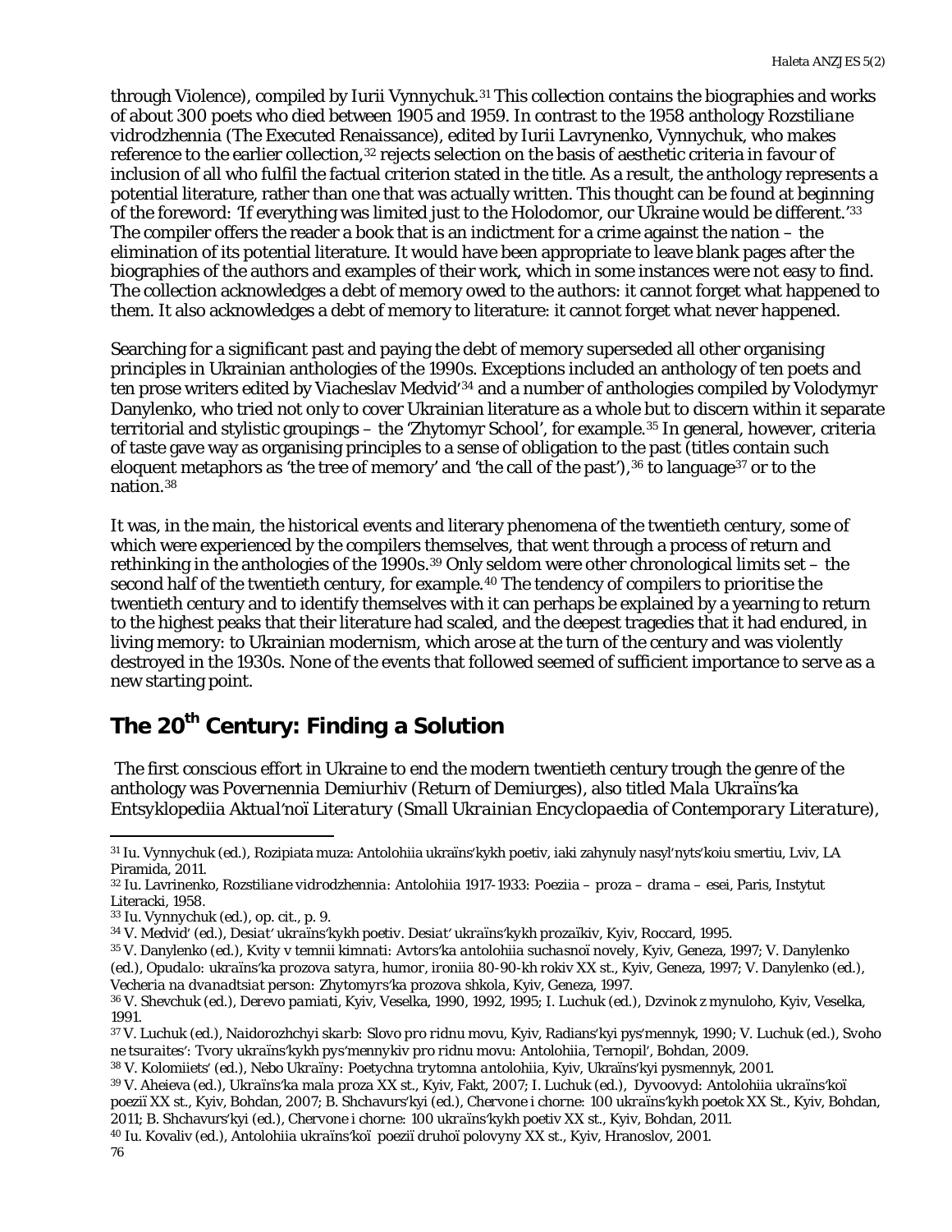through Violence), compiled by Iurii Vynnychuk.[31] This collection contains the biographies and works of about 300 poets who died between 1905 and 1959. In contrast to the 1958 anthology *Rozstiliane vidrodzhennia* (The Executed Renaissance), edited by Iurii Lavrynenko, Vynnychuk, who makes reference to the earlier collection,[32] rejects selection on the basis of aesthetic criteria in favour of inclusion of all who fulfil the factual criterion stated in the title. As a result, the anthology represents a potential literature, rather than one that was actually written. This thought can be found at beginning of the foreword: 'If everything was limited just to the Holodomor, our Ukraine would be different.'[33] The compiler offers the reader a book that is an indictment for a crime against the nation – the elimination of its potential literature. It would have been appropriate to leave blank pages after the biographies of the authors and examples of their work, which in some instances were not easy to find. The collection acknowledges a debt of memory owed to the authors: it cannot forget what happened to them. It also acknowledges a debt of memory to literature: it cannot forget what never happened.

Searching for a significant past and paying the debt of memory superseded all other organising principles in Ukrainian anthologies of the 1990s. Exceptions included an anthology of ten poets and ten prose writers edited by Viacheslav Medvid'[34] and a number of anthologies compiled by Volodymyr Danylenko, who tried not only to cover Ukrainian literature as a whole but to discern within it separate territorial and stylistic groupings – the 'Zhytomyr School', for example.[35] In general, however, criteria of taste gave way as organising principles to a sense of obligation to the past (titles contain such eloquent metaphors as 'the tree of memory' and 'the call of the past'),[36] to language[37] or to the nation.[38]

It was, in the main, the historical events and literary phenomena of the twentieth century, some of which were experienced by the compilers themselves, that went through a process of return and rethinking in the anthologies of the 1990s.[39] Only seldom were other chronological limits set – the second half of the twentieth century, for example.[40] The tendency of compilers to prioritise the twentieth century and to identify themselves with it can perhaps be explained by a yearning to return to the highest peaks that their literature had scaled, and the deepest tragedies that it had endured, in living memory: to Ukrainian modernism, which arose at the turn of the century and was violently destroyed in the 1930s. None of the events that followed seemed of sufficient importance to serve as a new starting point.

## The 20th Century: Finding a Solution

The first conscious effort in Ukraine to end the modern twentieth century trough the genre of the anthology was *Povernennia Demiurhiv* (Return of Demiurges), also titled *Mala Ukraïns'ka Entsyklopediia Aktual'noï Literatury* (*Small Ukrainian Encyclopaedia of Contemporary Literature*),

---

[31] Iu. Vynnychuk (ed.), Rozipiata muza: Antolohiia ukraïns'kykh poetiv, iaki zahynuly nasyl'nyts'koiu smertiu, Lviv, LA Piramida, 2011.

[32] Iu. Lavrinenko, *Rozstiliane vidrodzhennia: Antolohiia 1917-1933: Poeziia – proza – drama – esei*, Paris, Instytut Literacki, 1958.

[33] Iu. Vynnychuk (ed.), op. cit., p. 9.

[34] V. Medvid' (ed.), *Desiat' ukraïns'kykh poetiv. Desiat' ukraïns'kykh prozaïkiv*, Kyiv, Roccard, 1995.

[35] V. Danylenko (ed.), *Kvity v temnii kimnati: Avtors'ka antolohiia suchasnoï novely*, Kyiv, Geneza, 1997; V. Danylenko (ed.), *Opudalo: ukraïns'ka prozova satyra, humor, ironiia 80-90-kh rokiv XX st.*, Kyiv, Geneza, 1997; V. Danylenko (ed.), *Vecheria na dvanadtsiat person: Zhytomyrs'ka prozova shkola*, Kyiv, Geneza, 1997.

[36] V. Shevchuk (ed.), *Derevo pamiati*, Kyiv, Veselka, 1990, 1992, 1995; I. Luchuk (ed.), *Dzvinok z mynuloho*, Kyiv, Veselka, 1991.

[37] V. Luchuk (ed.), *Naidorozhchyi skarb: Slovo pro ridnu movu*, Kyiv, Radians'kyi pys'mennyk, 1990; V. Luchuk (ed.), *Svoho ne tsuraites': Tvory ukraïns'kykh pys'mennykiv pro ridnu movu: Antolohiia*, Ternopil', Bohdan, 2009.

[38] V. Kolomiiets' (ed.), *Nebo Ukraïny: Poetychna trytomna antolohiia*, Kyiv, Ukraïns'kyi pysmennyk, 2001.

[39] V. Aheieva (ed.), *Ukraïns'ka mala proza XX st.*, Kyiv, Fakt, 2007; I. Luchuk (ed.), *Dyvoovyd: Antolohiia ukraïns'koï poeziï XX st.*, Kyiv, Bohdan, 2007; B. Shchavurs'kyi (ed.), *Chervone i chorne: 100 ukraïns'kykh poetok XX St.*, Kyiv, Bohdan, 2011; B. Shchavurs'kyi (ed.), *Chervone i chorne: 100 ukraïns'kykh poetiv XX st.*, Kyiv, Bohdan, 2011.

[40] Iu. Kovaliv (ed.), *Antolohiia ukraïns'koï poeziï druhoï polovyny XX st.*, Kyiv, Hranoslov, 2001.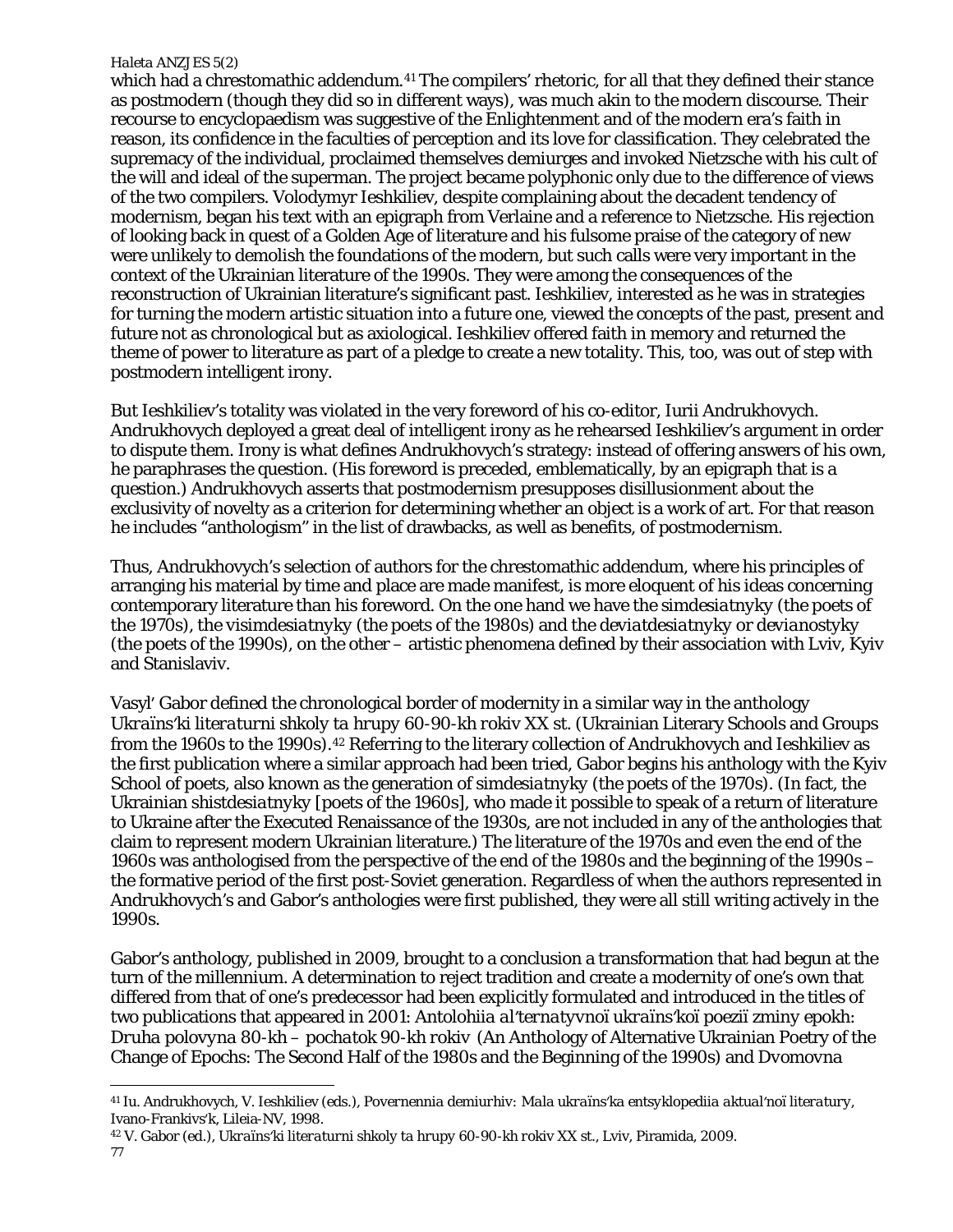which had a chrestomathic addendum.[41] The compilers' rhetoric, for all that they defined their stance as postmodern (though they did so in different ways), was much akin to the modern discourse. Their recourse to encyclopaedism was suggestive of the Enlightenment and of the modern era's faith in reason, its confidence in the faculties of perception and its love for classification. They celebrated the supremacy of the individual, proclaimed themselves demiurges and invoked Nietzsche with his cult of the will and ideal of the superman. The project became polyphonic only due to the difference of views of the two compilers. Volodymyr Ieshkiliev, despite complaining about the decadent tendency of modernism, began his text with an epigraph from Verlaine and a reference to Nietzsche. His rejection of looking back in quest of a Golden Age of literature and his fulsome praise of the category of new were unlikely to demolish the foundations of the modern, but such calls were very important in the context of the Ukrainian literature of the 1990s. They were among the consequences of the reconstruction of Ukrainian literature's significant past. Ieshkiliev, interested as he was in strategies for turning the modern artistic situation into a future one, viewed the concepts of the past, present and future not as chronological but as axiological. Ieshkiliev offered faith in memory and returned the theme of power to literature as part of a pledge to create a new totality. This, too, was out of step with postmodern intelligent irony.

But Ieshkiliev's totality was violated in the very foreword of his co-editor, Iurii Andrukhovych. Andrukhovych deployed a great deal of intelligent irony as he rehearsed Ieshkiliev's argument in order to dispute them. Irony is what defines Andrukhovych's strategy: instead of offering answers of his own, he paraphrases the question. (His foreword is preceded, emblematically, by an epigraph that is a question.) Andrukhovych asserts that postmodernism presupposes disillusionment about the exclusivity of novelty as a criterion for determining whether an object is a work of art. For that reason he includes "anthologism" in the list of drawbacks, as well as benefits, of postmodernism.

Thus, Andrukhovych's selection of authors for the chrestomathic addendum, where his principles of arranging his material by time and place are made manifest, is more eloquent of his ideas concerning contemporary literature than his foreword. On the one hand we have the *simdesiatnyky* (the poets of the 1970s), the *visimdesiatnyky* (the poets of the 1980s) and the *deviatdesiatnyky* or *devianostyky* (the poets of the 1990s), on the other – artistic phenomena defined by their association with Lviv, Kyiv and Stanislaviv.

Vasyl' Gabor defined the chronological border of modernity in a similar way in the anthology *Ukraïns'ki literaturni shkoly ta hrupy 60-90-kh rokiv XX st.* (Ukrainian Literary Schools and Groups from the 1960s to the 1990s).[42] Referring to the literary collection of Andrukhovych and Ieshkiliev as the first publication where a similar approach had been tried, Gabor begins his anthology with the Kyiv School of poets, also known as the generation of *simdesiatnyky* (the poets of the 1970s). (In fact, the Ukrainian *shistdesiatnyky* [poets of the 1960s], who made it possible to speak of a return of literature to Ukraine after the Executed Renaissance of the 1930s, are not included in any of the anthologies that claim to represent modern Ukrainian literature.) The literature of the 1970s and even the end of the 1960s was anthologised from the perspective of the end of the 1980s and the beginning of the 1990s – the formative period of the first post-Soviet generation. Regardless of when the authors represented in Andrukhovych's and Gabor's anthologies were first published, they were all still writing actively in the 1990s.

Gabor's anthology, published in 2009, brought to a conclusion a transformation that had begun at the turn of the millennium. A determination to reject tradition and create a modernity of one's own that differed from that of one's predecessor had been explicitly formulated and introduced in the titles of two publications that appeared in 2001: *Antolohiia al'ternatyvnoï ukraïns'koï poeziï zminy epokh: Druha polovyna 80-kh – pochatok 90-kh rokiv* (An Anthology of Alternative Ukrainian Poetry of the Change of Epochs: The Second Half of the 1980s and the Beginning of the 1990s) and *Dvomovna*

---

[41] Iu. Andrukhovych, V. Ieshkiliev (eds.), *Povernennia demiurhiv: Mala ukraïns'ka entsyklopediia aktual'noï literatury*, Ivano-Frankivs'k, Lileia-NV, 1998.

[42] V. Gabor (ed.), *Ukraïns'ki literaturni shkoly ta hrupy 60-90-kh rokiv XX st.*, Lviv, Piramida, 2009.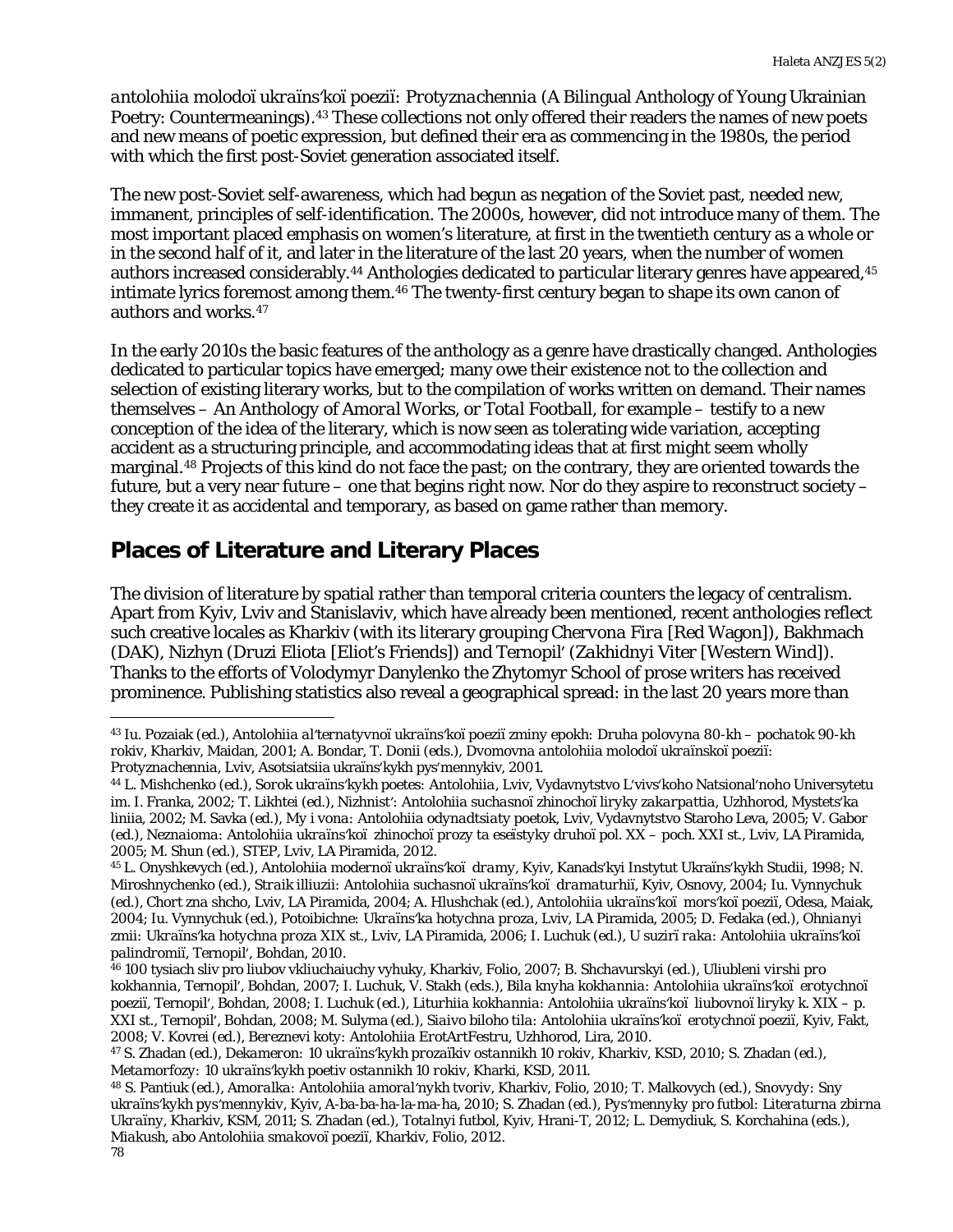*antolohiia molodoï ukraïns'koï poeziï: Protyznachennia* (A Bilingual Anthology of Young Ukrainian Poetry: Countermeanings).[43] These collections not only offered their readers the names of new poets and new means of poetic expression, but defined their era as commencing in the 1980s, the period with which the first post-Soviet generation associated itself.

The new post-Soviet self-awareness, which had begun as negation of the Soviet past, needed new, immanent, principles of self-identification. The 2000s, however, did not introduce many of them. The most important placed emphasis on women's literature, at first in the twentieth century as a whole or in the second half of it, and later in the literature of the last 20 years, when the number of women authors increased considerably.[44] Anthologies dedicated to particular literary genres have appeared,[45] intimate lyrics foremost among them.[46] The twenty-first century began to shape its own canon of authors and works.[47]

In the early 2010s the basic features of the anthology as a genre have drastically changed. Anthologies dedicated to particular topics have emerged; many owe their existence not to the collection and selection of existing literary works, but to the compilation of works written on demand. Their names themselves – *An Anthology of Amoral Works*, or *Total Football*, for example – testify to a new conception of the idea of the literary, which is now seen as tolerating wide variation, accepting accident as a structuring principle, and accommodating ideas that at first might seem wholly marginal.[48] Projects of this kind do not face the past; on the contrary, they are oriented towards the future, but a very near future – one that begins right now. Nor do they aspire to reconstruct society – they create it as accidental and temporary, as based on game rather than memory.

## Places of Literature and Literary Places

The division of literature by spatial rather than temporal criteria counters the legacy of centralism. Apart from Kyiv, Lviv and Stanislaviv, which have already been mentioned, recent anthologies reflect such creative locales as Kharkiv (with its literary grouping *Chervona Fira* [Red Wagon]), Bakhmach (DAK), Nizhyn (*Druzi Eliota* [Eliot's Friends]) and Ternopil' (*Zakhidnyi Viter* [Western Wind]). Thanks to the efforts of Volodymyr Danylenko the Zhytomyr School of prose writers has received prominence. Publishing statistics also reveal a geographical spread: in the last 20 years more than

---

[43] Iu. Pozaiak (ed.), *Antolohiia al'ternatyvnoï ukraïns'koï poeziï zminy epokh: Druha polovyna 80-kh – pochatok 90-kh rokiv*, Kharkiv, Maidan, 2001; A. Bondar, T. Donii (eds.), *Dvomovna antolohiia molodoï ukraïnskoï poeziï: Protyznachennia*, Lviv, Asotsiatsiia ukraïns'kykh pys'mennykiv, 2001.

[44] L. Mishchenko (ed.), *Sorok ukraïns'kykh poetes: Antolohiia*, Lviv, Vydavnytstvo L'vivs'koho Natsional'noho Universytetu im. I. Franka, 2002; T. Likhtei (ed.), *Nizhnist': Antolohiia suchasnoï zhinochoï liryky zakarpattia*, Uzhhorod, Mystets'ka liniia, 2002; M. Savka (ed.), *My i vona: Antolohiia odynadtsiaty poetok*, Lviv, Vydavnytstvo Staroho Leva, 2005; V. Gabor (ed.), *Neznaioma: Antolohiia ukraïns'koï zhinochoï prozy ta eseïstyky druhoï pol. XX – poch. XXI st.*, Lviv, LA Piramida, 2005; M. Shun (ed.), *STEP*, Lviv, LA Piramida, 2012.

[45] L. Onyshkevych (ed.), *Antolohiia modernoï ukraïns'koï dramy*, Kyiv, Kanads'kyi Instytut Ukraïns'kykh Studii, 1998; N. Miroshnychenko (ed.), *Straik illiuzii: Antolohiia suchasnoï ukraïns'koï dramaturhiï*, Kyiv, Osnovy, 2004; Iu. Vynnychuk (ed.), *Chort zna shcho*, Lviv, LA Piramida, 2004; A. Hlushchak (ed.), *Antolohiia ukraïns'koï mors'koï poeziï*, Odesa, Maiak, 2004; Iu. Vynnychuk (ed.), *Potoibichne: Ukraïns'ka hotychna proza*, Lviv, LA Piramida, 2005; D. Fedaka (ed.), *Ohnianyi zmii: Ukraïns'ka hotychna proza XIX st.*, Lviv, LA Piramida, 2006; I. Luchuk (ed.), *U suzirï raka: Antolohiia ukraïns'koï palindromiï*, Ternopil', Bohdan, 2010.

[46] *100 tysiach sliv pro liubov vkliuchaiuchy vyhuky*, Kharkiv, Folio, 2007; B. Shchavurskyi (ed.), *Uliubleni virshi pro kokhannia*, Ternopil', Bohdan, 2007; I. Luchuk, V. Stakh (eds.), *Bila knyha kokhannia: Antolohiia ukraïns'koï erotychnoï poeziï*, Ternopil', Bohdan, 2008; I. Luchuk (ed.), *Liturhiia kokhannia: Antolohiia ukraïns'koï liubovnoï liryky k. XIX – p. XXI st.*, Ternopil', Bohdan, 2008; M. Sulyma (ed.), *Siaivo biloho tila: Antolohiia ukraïns'koï erotychnoï poeziï*, Kyiv, Fakt, 2008; V. Kovrei (ed.), *Bereznevi koty: Antolohiia ErotArtFestru*, Uzhhorod, Lira, 2010.

[47] S. Zhadan (ed.), *Dekameron: 10 ukraïns'kykh prozaïkiv ostannikh 10 rokiv*, Kharkiv, KSD, 2010; S. Zhadan (ed.), *Metamorfozy: 10 ukraïns'kykh poetiv ostannikh 10 rokiv*, Kharki, KSD, 2011.

[48] S. Pantiuk (ed.), *Amoralka: Antolohiia amoral'nykh tvoriv*, Kharkiv, Folio, 2010; T. Malkovych (ed.), *Snovydy: Sny ukraïns'kykh pys'mennykiv*, Kyiv, A-ba-ba-ha-la-ma-ha, 2010; S. Zhadan (ed.), *Pys'mennyky pro futbol: Literaturna zbirna Ukraïny*, Kharkiv, KSM, 2011; S. Zhadan (ed.), *Totalnyi futbol*, Kyiv, Hrani-T, 2012; L. Demydiuk, S. Korchahina (eds.), *Miakush, abo Antolohiia smakovoï poeziï*, Kharkiv, Folio, 2012.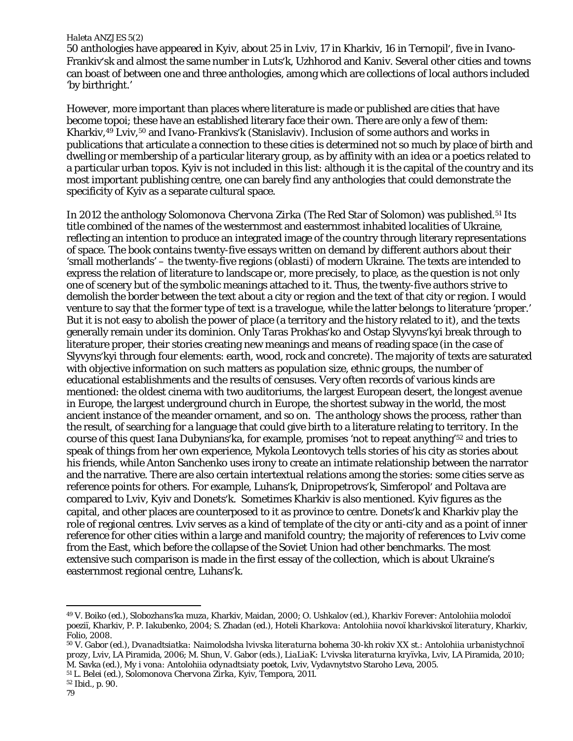50 anthologies have appeared in Kyiv, about 25 in Lviv, 17 in Kharkiv, 16 in Ternopil', five in Ivano-Frankiv'sk and almost the same number in Luts'k, Uzhhorod and Kaniv. Several other cities and towns can boast of between one and three anthologies, among which are collections of local authors included 'by birthright.'

However, more important than places where literature is made or published are cities that have become topoi; these have an established literary face their own. There are only a few of them: Kharkiv,[49] Lviv,[50] and Ivano-Frankivs'k (Stanislaviv). Inclusion of some authors and works in publications that articulate a connection to these cities is determined not so much by place of birth and dwelling or membership of a particular literary group, as by affinity with an idea or a poetics related to a particular urban topos. Kyiv is not included in this list: although it is the capital of the country and its most important publishing centre, one can barely find any anthologies that could demonstrate the specificity of Kyiv as a separate cultural space.

In 2012 the anthology *Solomonova Chervona Zirka* (The Red Star of Solomon) was published.[51] Its title combined of the names of the westernmost and easternmost inhabited localities of Ukraine, reflecting an intention to produce an integrated image of the country through literary representations of space. The book contains twenty-five essays written on demand by different authors about their 'small motherlands' – the twenty-five regions (*oblasti*) of modern Ukraine. The texts are intended to express the relation of literature to landscape or, more precisely, to place, as the question is not only one of scenery but of the symbolic meanings attached to it. Thus, the twenty-five authors strive to demolish the border between the text about a city or region and the text *of* that city or region. I would venture to say that the former type of text is a travelogue, while the latter belongs to literature 'proper.' But it is not easy to abolish the power of place (a territory and the history related to it), and the texts generally remain under its dominion. Only Taras Prokhas'ko and Ostap Slyvyns'kyi break through to literature proper, their stories creating new meanings and means of reading space (in the case of Slyvyns'kyi through four elements: earth, wood, rock and concrete). The majority of texts are saturated with objective information on such matters as population size, ethnic groups, the number of educational establishments and the results of censuses. Very often records of various kinds are mentioned: the oldest cinema with two auditoriums, the largest European desert, the longest avenue in Europe, the largest underground church in Europe, the shortest subway in the world, the most ancient instance of the meander ornament, and so on. The anthology shows the process, rather than the result, of searching for a language that could give birth to a literature relating to territory. In the course of this quest Iana Dubynians'ka, for example, promises 'not to repeat anything'[52] and tries to speak of things from her own experience, Mykola Leontovych tells stories of his city as stories about his friends, while Anton Sanchenko uses irony to create an intimate relationship between the narrator and the narrative. There are also certain intertextual relations among the stories: some cities serve as reference points for others. For example, Luhans'k, Dnipropetrovs'k, Simferopol' and Poltava are compared to Lviv, Kyiv and Donets'k. Sometimes Kharkiv is also mentioned. Kyiv figures as the capital, and other places are counterposed to it as province to centre. Donets'k and Kharkiv play the role of regional centres. Lviv serves as a kind of template of the city or anti-city and as a point of inner reference for other cities within a large and manifold country; the majority of references to Lviv come from the East, which before the collapse of the Soviet Union had other benchmarks. The most extensive such comparison is made in the first essay of the collection, which is about Ukraine's easternmost regional centre, Luhans'k.

---

[49] V. Boiko (ed.), *Slobozhans'ka muza*, Kharkiv, Maidan, 2000; O. Ushkalov (ed.), *Kharkiv Forever: Antolohiia molodoï poeziï*, Kharkiv, P. P. Iakubenko, 2004; S. Zhadan (ed.), *Hoteli Kharkova: Antolohiia novoï kharkivskoï literatury*, Kharkiv, Folio, 2008.

[50] V. Gabor (ed.), *Dvanadtsiatka: Naimolodsha lvivska literaturna bohema 30-kh rokiv XX st.: Antolohiia urbanistychnoï prozy*, Lviv, LA Piramida, 2006; M. Shun, V. Gabor (eds.), *LiaLiaK: L'vivska literaturna kryïvka*, Lviv, LA Piramida, 2010; M. Savka (ed.), *My i vona: Antolohiia odynadtsiaty poetok*, Lviv, Vydavnytstvo Staroho Leva, 2005.

[51] L. Belei (ed.), *Solomonova Chervona Zirka*, Kyiv, Tempora, 2011.

[52] Ibid., p. 90.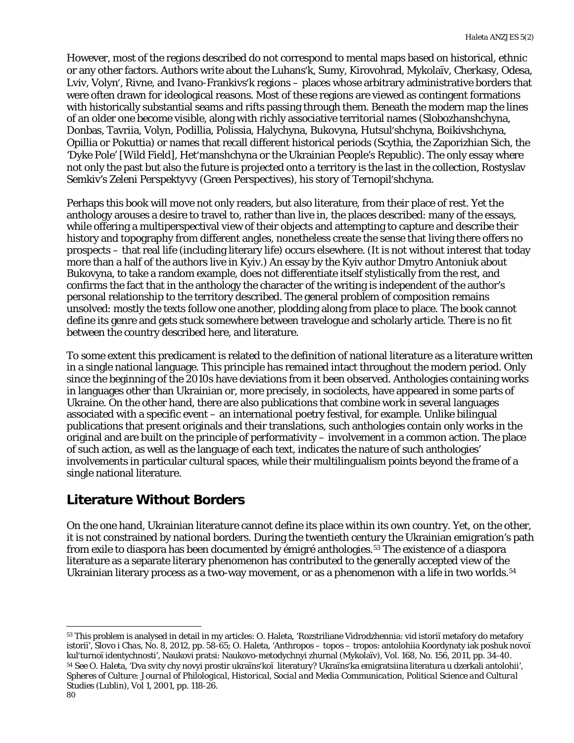However, most of the regions described do not correspond to mental maps based on historical, ethnic or any other factors. Authors write about the Luhans'k, Sumy, Kirovohrad, Mykolaïv, Cherkasy, Odesa, Lviv, Volyn', Rivne, and Ivano-Frankivs'k regions – places whose arbitrary administrative borders that were often drawn for ideological reasons. Most of these regions are viewed as contingent formations with historically substantial seams and rifts passing through them. Beneath the modern map the lines of an older one become visible, along with richly associative territorial names (Slobozhanshchyna, Donbas, Tavriia, Volyn, Podillia, Polissia, Halychyna, Bukovyna, Hutsul'shchyna, Boikivshchyna, Opillia or Pokuttia) or names that recall different historical periods (Scythia, the Zaporizhian Sich, the 'Dyke Pole' [Wild Field], Het'manshchyna or the Ukrainian People's Republic). The only essay where not only the past but also the future is projected onto a territory is the last in the collection, Rostyslav Semkiv's *Zeleni Perspektyvy* (Green Perspectives), his story of Ternopil'shchyna.

Perhaps this book will move not only readers, but also literature, from their place of rest. Yet the anthology arouses a desire to travel to, rather than live in, the places described: many of the essays, while offering a multiperspectival view of their objects and attempting to capture and describe their history and topography from different angles, nonetheless create the sense that living there offers no prospects – that real life (including literary life) occurs elsewhere. (It is not without interest that today more than a half of the authors live in Kyiv.) An essay by the Kyiv author Dmytro Antoniuk about Bukovyna, to take a random example, does not differentiate itself stylistically from the rest, and confirms the fact that in the anthology the character of the writing is independent of the author's personal relationship to the territory described. The general problem of composition remains unsolved: mostly the texts follow one another, plodding along from place to place. The book cannot define its genre and gets stuck somewhere between travelogue and scholarly article. There is no fit between the country described here, and literature.

To some extent this predicament is related to the definition of national literature as a literature written in a single national language. This principle has remained intact throughout the modern period. Only since the beginning of the 2010s have deviations from it been observed. Anthologies containing works in languages other than Ukrainian or, more precisely, in sociolects, have appeared in some parts of Ukraine. On the other hand, there are also publications that combine work in several languages associated with a specific event – an international poetry festival, for example. Unlike bilingual publications that present originals and their translations, such anthologies contain only works in the original and are built on the principle of performativity – involvement in a common action. The place of such action, as well as the language of each text, indicates the nature of such anthologies' involvements in particular cultural spaces, while their multilingualism points beyond the frame of a single national literature.

## Literature Without Borders

On the one hand, Ukrainian literature cannot define its place within its own country. Yet, on the other, it is not constrained by national borders. During the twentieth century the Ukrainian emigration's path from exile to diaspora has been documented by émigré anthologies.[53] The existence of a diaspora literature as a separate literary phenomenon has contributed to the generally accepted view of the Ukrainian literary process as a two-way movement, or as a phenomenon with a life in two worlds.[54]

---

[53] This problem is analysed in detail in my articles: O. Haleta, 'Rozstriliane Vidrodzhennia: vid istorii metafory do metafory istorii', *Slovo i Chas*, No. 8, 2012, pp. 58-65; O. Haleta, 'Anthropos – topos – tropos: antolohiia Koordynaty iak poshuk novoï kul'turnoï identychnosti', Naukovi pratsi: Naukovo-metodychnyi zhurnal (Mykolaïv), Vol. 168, No. 156, 2011, pp. 34-40.

[54] See O. Haleta, 'Dva svity chy novyi prostir ukraïns'koï literatury? Ukraïns'ka emigratsiina literatura u dzerkali antolohii', *Spheres of Culture: Journal of Philological, Historical, Social and Media Communication, Political Science and Cultural Studies* (Lublin), Vol 1, 2001, pp. 118-26.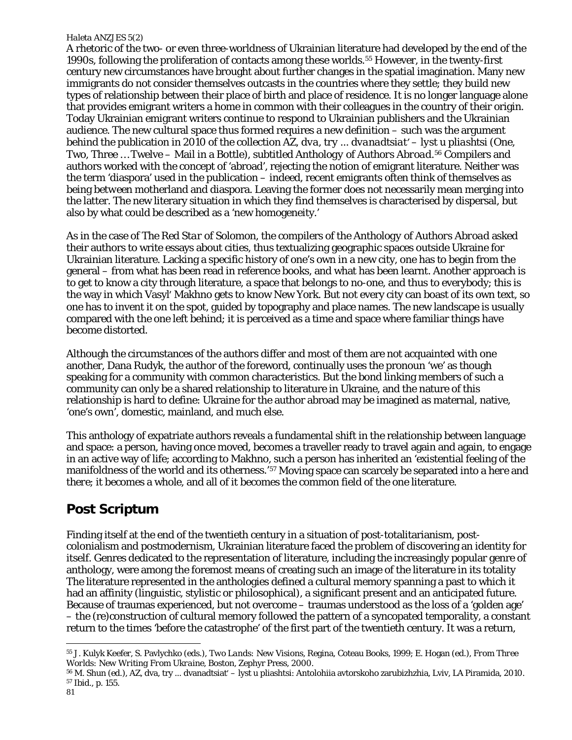A rhetoric of the two- or even three-worldness of Ukrainian literature had developed by the end of the 1990s, following the proliferation of contacts among these worlds.[55] However, in the twenty-first century new circumstances have brought about further changes in the spatial imagination. Many new immigrants do not consider themselves outcasts in the countries where they settle; they build new types of relationship between their place of birth and place of residence. It is no longer language alone that provides emigrant writers a home in common with their colleagues in the country of their origin. Today Ukrainian emigrant writers continue to respond to Ukrainian publishers and the Ukrainian audience. The new cultural space thus formed requires a new definition – such was the argument behind the publication in 2010 of the collection *AZ, dva, try ... dvanadtsiat' – lyst u pliashtsi* (One, Two, Three … Twelve – Mail in a Bottle), subtitled *Anthology of Authors Abroad*.[56] Compilers and authors worked with the concept of 'abroad', rejecting the notion of emigrant literature. Neither was the term 'diaspora' used in the publication – indeed, recent emigrants often think of themselves as being between motherland and diaspora. Leaving the former does not necessarily mean merging into the latter. The new literary situation in which they find themselves is characterised by dispersal, but also by what could be described as a 'new homogeneity.'

As in the case of *The Red Star of Solomon*, the compilers of the *Anthology of Authors Abroad* asked their authors to write essays about cities, thus textualizing geographic spaces outside Ukraine for Ukrainian literature. Lacking a specific history of one's own in a new city, one has to begin from the general – from what has been read in reference books, and what has been learnt. Another approach is to get to know a city through literature, a space that belongs to no-one, and thus to everybody; this is the way in which Vasyl' Makhno gets to know New York. But not every city can boast of its own text, so one has to invent it on the spot, guided by topography and place names. The new landscape is usually compared with the one left behind; it is perceived as a time and space where familiar things have become distorted.

Although the circumstances of the authors differ and most of them are not acquainted with one another, Dana Rudyk, the author of the foreword, continually uses the pronoun 'we' as though speaking for a community with common characteristics. But the bond linking members of such a community can only be a shared relationship to literature in Ukraine, and the nature of this relationship is hard to define: Ukraine for the author abroad may be imagined as maternal, native, 'one's own', domestic, mainland, and much else.

This anthology of expatriate authors reveals a fundamental shift in the relationship between language and space: a person, having once moved, becomes a traveller ready to travel again and again, to engage in an active way of life; according to Makhno, such a person has inherited an 'existential feeling of the manifoldness of the world and its otherness.'[57] Moving space can scarcely be separated into a *here* and *there*; it becomes a whole, and all of it becomes the common field of the one literature.

## Post Scriptum

Finding itself at the end of the twentieth century in a situation of post-totalitarianism, post-colonialism and postmodernism, Ukrainian literature faced the problem of discovering an identity for itself. Genres dedicated to the representation of literature, including the increasingly popular genre of anthology, were among the foremost means of creating such an image of the literature in its totality The literature represented in the anthologies defined a cultural memory spanning a past to which it had an affinity (linguistic, stylistic or philosophical), a significant present and an anticipated future. Because of traumas experienced, but not overcome – traumas understood as the loss of a 'golden age' – the (re)construction of cultural memory followed the pattern of a syncopated temporality, a constant return to the times 'before the catastrophe' of the first part of the twentieth century. It was a return,

---

[55] J. Kulyk Keefer, S. Pavlychko (eds.), *Two Lands: New Visions*, Regina, Coteau Books, 1999; E. Hogan (ed.), *From Three Worlds: New Writing From Ukraine*, Boston, Zephyr Press, 2000.

[56] M. Shun (ed.), *AZ, dva, try ... dvanadtsiat' – lyst u pliashtsi: Antolohiia avtorskoho zarubizhzhia*, Lviv, LA Piramida, 2010.

[57] Ibid., p. 155.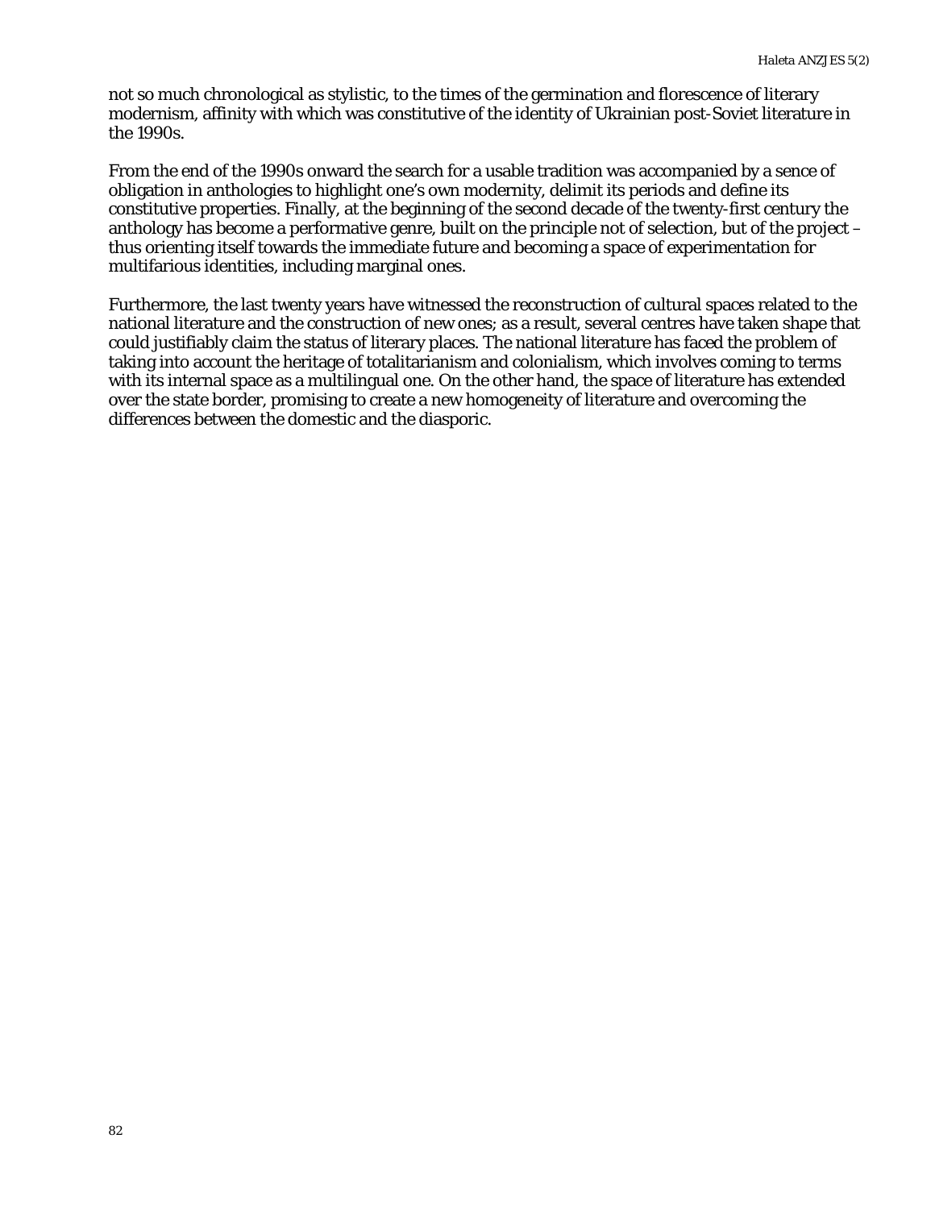not so much chronological as stylistic, to the times of the germination and florescence of literary modernism, affinity with which was constitutive of the identity of Ukrainian post-Soviet literature in the 1990s.

From the end of the 1990s onward the search for a usable tradition was accompanied by a sence of obligation in anthologies to highlight one's own modernity, delimit its periods and define its constitutive properties. Finally, at the beginning of the second decade of the twenty-first century the anthology has become a performative genre, built on the principle not of selection, but of the project – thus orienting itself towards the immediate future and becoming a space of experimentation for multifarious identities, including marginal ones.

Furthermore, the last twenty years have witnessed the reconstruction of cultural spaces related to the national literature and the construction of new ones; as a result, several centres have taken shape that could justifiably claim the status of literary places. The national literature has faced the problem of taking into account the heritage of totalitarianism and colonialism, which involves coming to terms with its internal space as a multilingual one. On the other hand, the space of literature has extended over the state border, promising to create a new homogeneity of literature and overcoming the differences between the domestic and the diasporic.